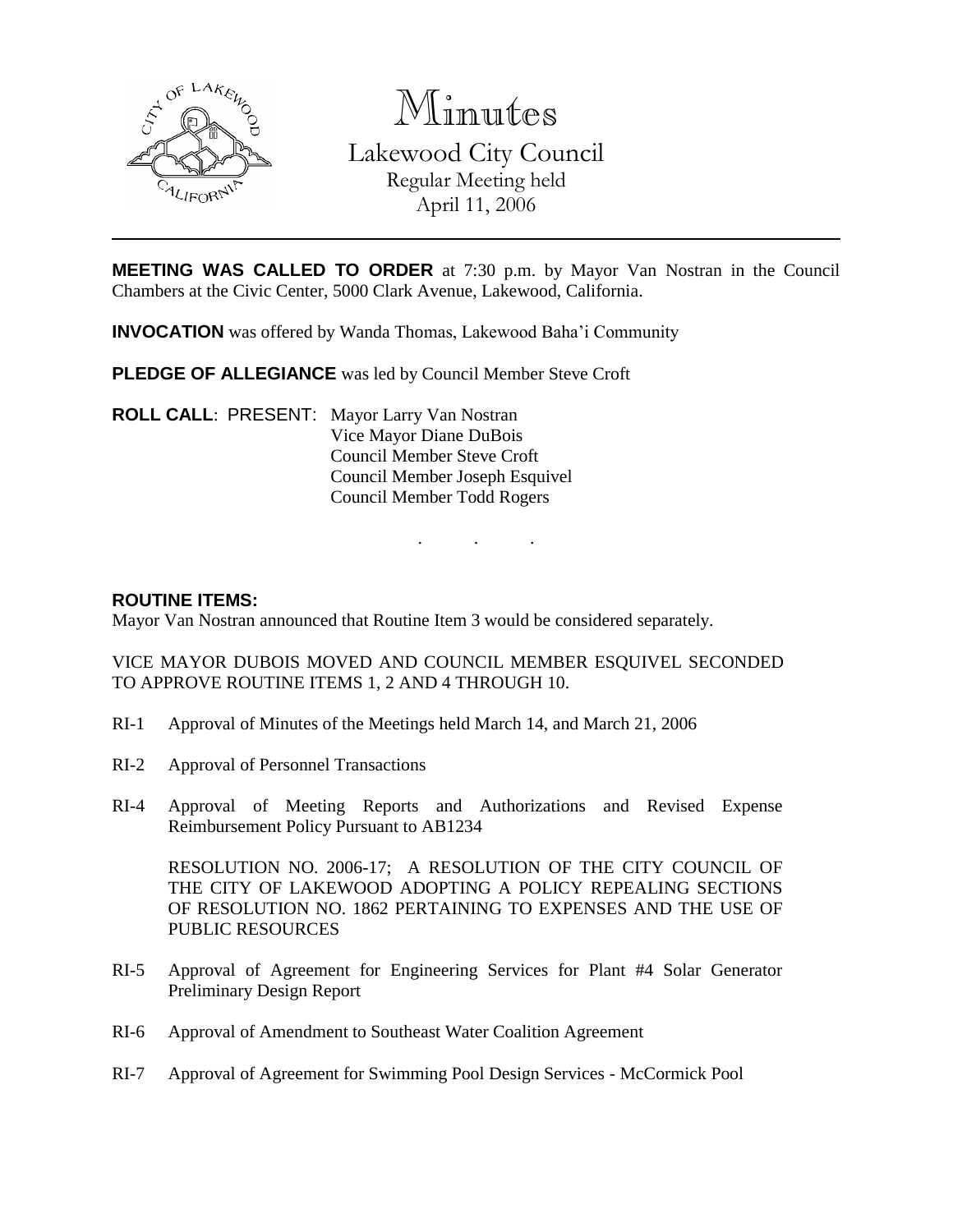# Minutes

## Lakewood City Council

Regular Meeting held
April 11, 2006

**MEETING WAS CALLED TO ORDER** at 7:30 p.m. by Mayor Van Nostran in the Council Chambers at the Civic Center, 5000 Clark Avenue, Lakewood, California.

**INVOCATION** was offered by Wanda Thomas, Lakewood Baha'i Community

**PLEDGE OF ALLEGIANCE** was led by Council Member Steve Croft

**ROLL CALL**: PRESENT: Mayor Larry Van Nostran
Vice Mayor Diane DuBois
Council Member Steve Croft
Council Member Joseph Esquivel
Council Member Todd Rogers

. . .

**ROUTINE ITEMS:**

Mayor Van Nostran announced that Routine Item 3 would be considered separately.

VICE MAYOR DUBOIS MOVED AND COUNCIL MEMBER ESQUIVEL SECONDED TO APPROVE ROUTINE ITEMS 1, 2 AND 4 THROUGH 10.

RI-1 Approval of Minutes of the Meetings held March 14, and March 21, 2006

RI-2 Approval of Personnel Transactions

RI-4 Approval of Meeting Reports and Authorizations and Revised Expense Reimbursement Policy Pursuant to AB1234

RESOLUTION NO. 2006-17; A RESOLUTION OF THE CITY COUNCIL OF THE CITY OF LAKEWOOD ADOPTING A POLICY REPEALING SECTIONS OF RESOLUTION NO. 1862 PERTAINING TO EXPENSES AND THE USE OF PUBLIC RESOURCES

RI-5 Approval of Agreement for Engineering Services for Plant #4 Solar Generator Preliminary Design Report

RI-6 Approval of Amendment to Southeast Water Coalition Agreement

RI-7 Approval of Agreement for Swimming Pool Design Services - McCormick Pool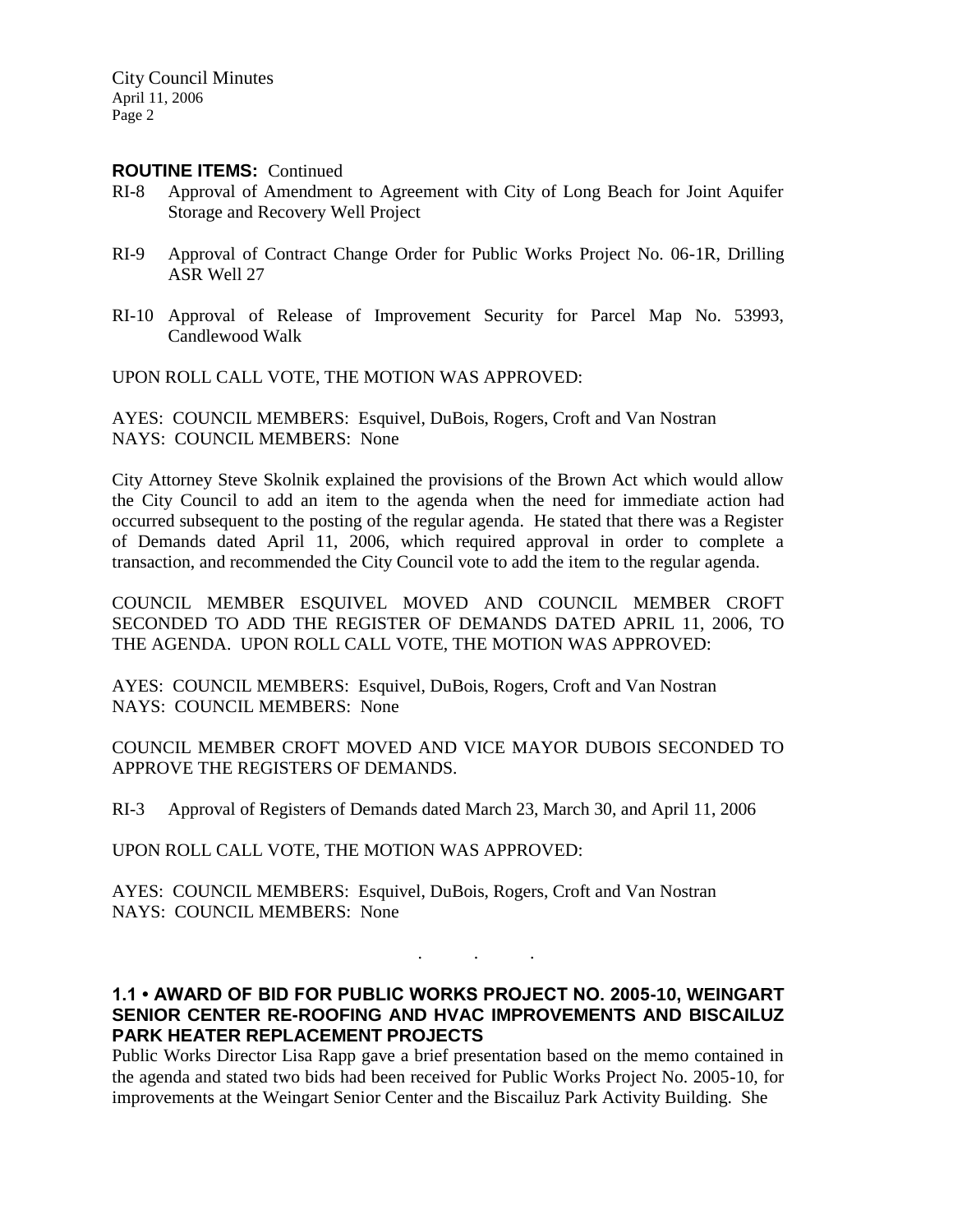**ROUTINE ITEMS:** Continued

RI-8 Approval of Amendment to Agreement with City of Long Beach for Joint Aquifer Storage and Recovery Well Project

RI-9 Approval of Contract Change Order for Public Works Project No. 06-1R, Drilling ASR Well 27

RI-10 Approval of Release of Improvement Security for Parcel Map No. 53993, Candlewood Walk

UPON ROLL CALL VOTE, THE MOTION WAS APPROVED:

AYES: COUNCIL MEMBERS: Esquivel, DuBois, Rogers, Croft and Van Nostran
NAYS: COUNCIL MEMBERS: None

City Attorney Steve Skolnik explained the provisions of the Brown Act which would allow the City Council to add an item to the agenda when the need for immediate action had occurred subsequent to the posting of the regular agenda. He stated that there was a Register of Demands dated April 11, 2006, which required approval in order to complete a transaction, and recommended the City Council vote to add the item to the regular agenda.

COUNCIL MEMBER ESQUIVEL MOVED AND COUNCIL MEMBER CROFT SECONDED TO ADD THE REGISTER OF DEMANDS DATED APRIL 11, 2006, TO THE AGENDA. UPON ROLL CALL VOTE, THE MOTION WAS APPROVED:

AYES: COUNCIL MEMBERS: Esquivel, DuBois, Rogers, Croft and Van Nostran
NAYS: COUNCIL MEMBERS: None

COUNCIL MEMBER CROFT MOVED AND VICE MAYOR DUBOIS SECONDED TO APPROVE THE REGISTERS OF DEMANDS.

RI-3 Approval of Registers of Demands dated March 23, March 30, and April 11, 2006

UPON ROLL CALL VOTE, THE MOTION WAS APPROVED:

AYES: COUNCIL MEMBERS: Esquivel, DuBois, Rogers, Croft and Van Nostran
NAYS: COUNCIL MEMBERS: None

. . .

### 1.1 • AWARD OF BID FOR PUBLIC WORKS PROJECT NO. 2005-10, WEINGART SENIOR CENTER RE-ROOFING AND HVAC IMPROVEMENTS AND BISCAILUZ PARK HEATER REPLACEMENT PROJECTS

Public Works Director Lisa Rapp gave a brief presentation based on the memo contained in the agenda and stated two bids had been received for Public Works Project No. 2005-10, for improvements at the Weingart Senior Center and the Biscailuz Park Activity Building. She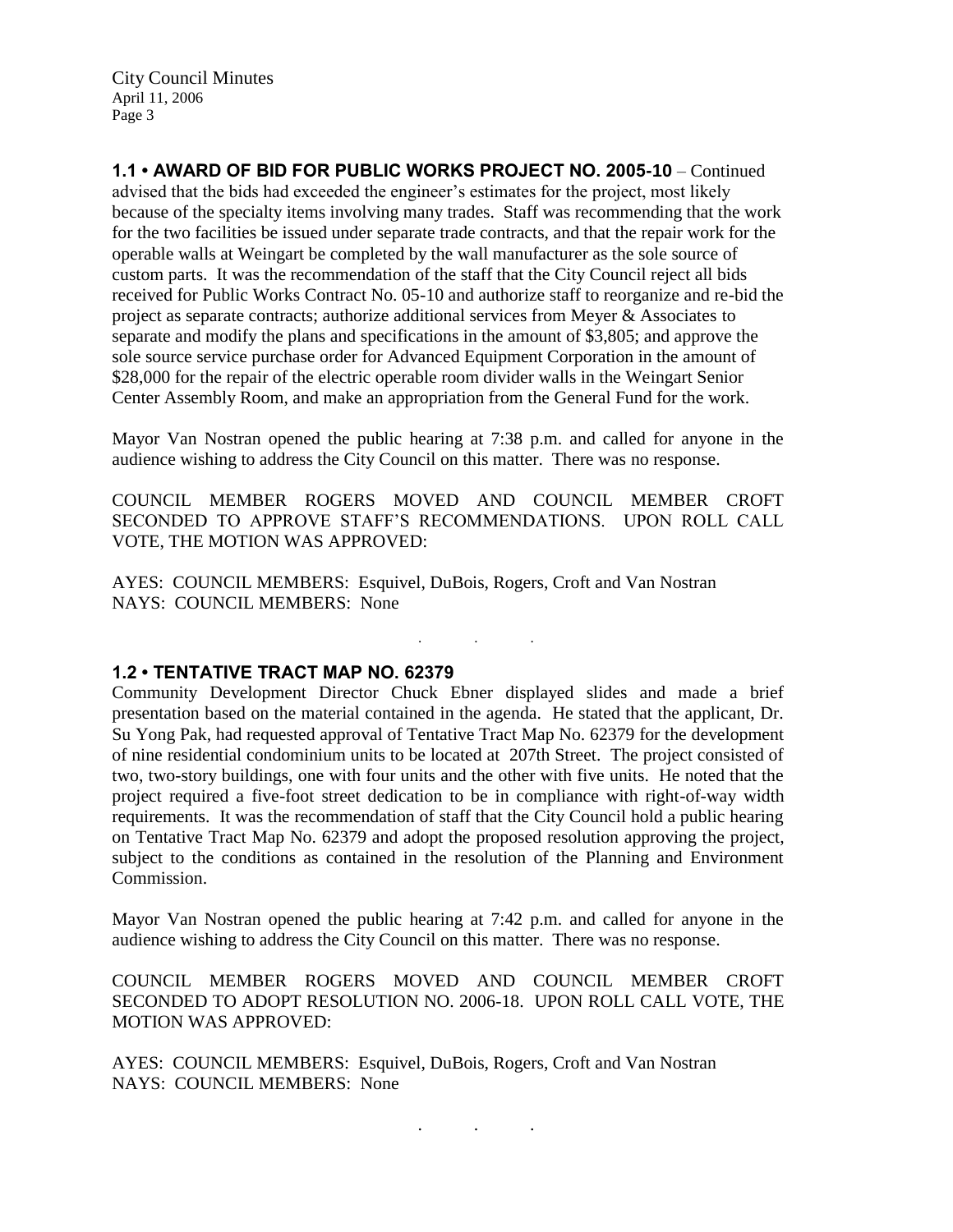**1.1 • AWARD OF BID FOR PUBLIC WORKS PROJECT NO. 2005-10** – Continued advised that the bids had exceeded the engineer's estimates for the project, most likely because of the specialty items involving many trades. Staff was recommending that the work for the two facilities be issued under separate trade contracts, and that the repair work for the operable walls at Weingart be completed by the wall manufacturer as the sole source of custom parts. It was the recommendation of the staff that the City Council reject all bids received for Public Works Contract No. 05-10 and authorize staff to reorganize and re-bid the project as separate contracts; authorize additional services from Meyer & Associates to separate and modify the plans and specifications in the amount of $3,805; and approve the sole source service purchase order for Advanced Equipment Corporation in the amount of $28,000 for the repair of the electric operable room divider walls in the Weingart Senior Center Assembly Room, and make an appropriation from the General Fund for the work.

Mayor Van Nostran opened the public hearing at 7:38 p.m. and called for anyone in the audience wishing to address the City Council on this matter. There was no response.

COUNCIL MEMBER ROGERS MOVED AND COUNCIL MEMBER CROFT SECONDED TO APPROVE STAFF'S RECOMMENDATIONS. UPON ROLL CALL VOTE, THE MOTION WAS APPROVED:

AYES: COUNCIL MEMBERS: Esquivel, DuBois, Rogers, Croft and Van Nostran
NAYS: COUNCIL MEMBERS: None

. . .

**1.2 • TENTATIVE TRACT MAP NO. 62379**

Community Development Director Chuck Ebner displayed slides and made a brief presentation based on the material contained in the agenda. He stated that the applicant, Dr. Su Yong Pak, had requested approval of Tentative Tract Map No. 62379 for the development of nine residential condominium units to be located at 207th Street. The project consisted of two, two-story buildings, one with four units and the other with five units. He noted that the project required a five-foot street dedication to be in compliance with right-of-way width requirements. It was the recommendation of staff that the City Council hold a public hearing on Tentative Tract Map No. 62379 and adopt the proposed resolution approving the project, subject to the conditions as contained in the resolution of the Planning and Environment Commission.

Mayor Van Nostran opened the public hearing at 7:42 p.m. and called for anyone in the audience wishing to address the City Council on this matter. There was no response.

COUNCIL MEMBER ROGERS MOVED AND COUNCIL MEMBER CROFT SECONDED TO ADOPT RESOLUTION NO. 2006-18. UPON ROLL CALL VOTE, THE MOTION WAS APPROVED:

AYES: COUNCIL MEMBERS: Esquivel, DuBois, Rogers, Croft and Van Nostran
NAYS: COUNCIL MEMBERS: None

. . .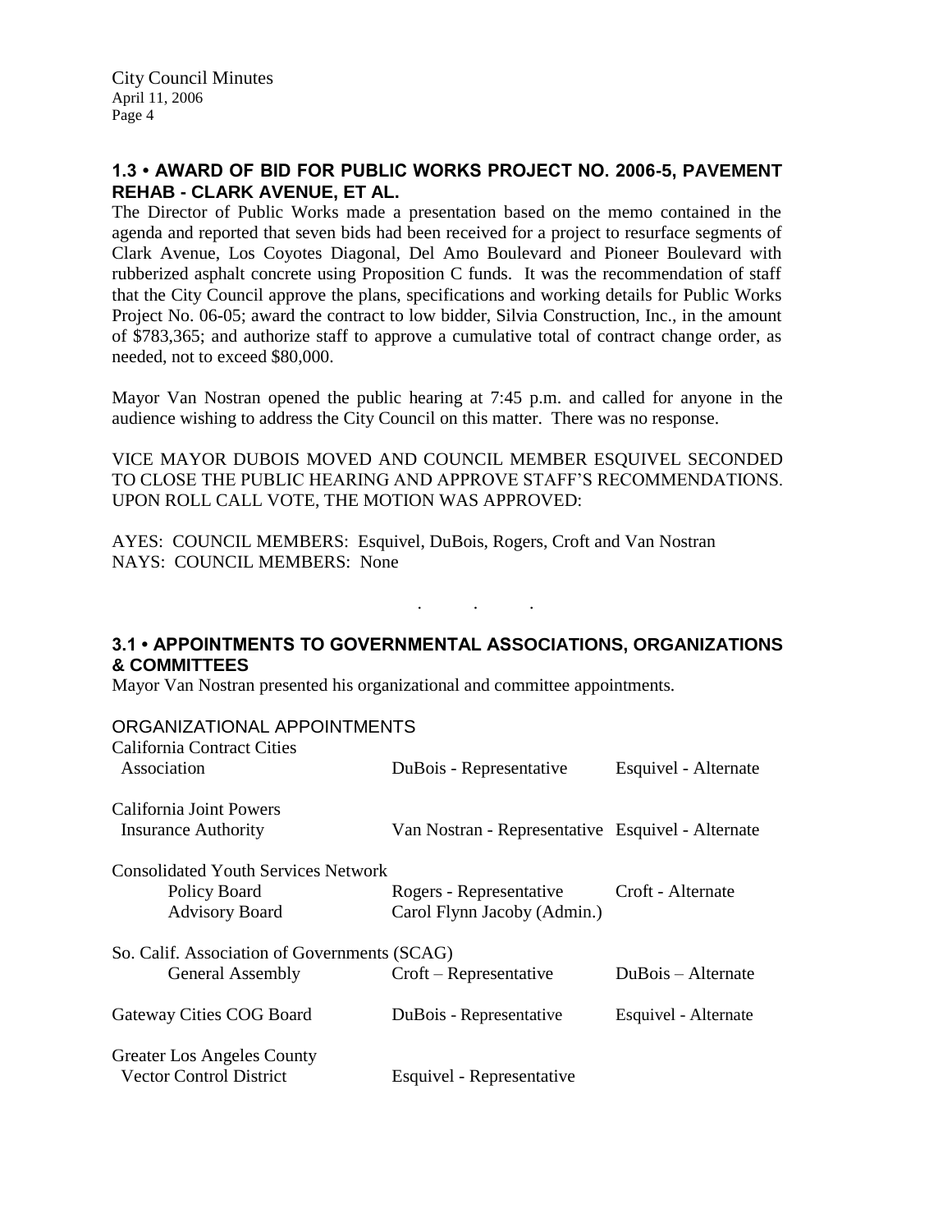## 1.3 • AWARD OF BID FOR PUBLIC WORKS PROJECT NO. 2006-5, PAVEMENT REHAB - CLARK AVENUE, ET AL.

The Director of Public Works made a presentation based on the memo contained in the agenda and reported that seven bids had been received for a project to resurface segments of Clark Avenue, Los Coyotes Diagonal, Del Amo Boulevard and Pioneer Boulevard with rubberized asphalt concrete using Proposition C funds. It was the recommendation of staff that the City Council approve the plans, specifications and working details for Public Works Project No. 06-05; award the contract to low bidder, Silvia Construction, Inc., in the amount of $783,365; and authorize staff to approve a cumulative total of contract change order, as needed, not to exceed $80,000.

Mayor Van Nostran opened the public hearing at 7:45 p.m. and called for anyone in the audience wishing to address the City Council on this matter. There was no response.

VICE MAYOR DUBOIS MOVED AND COUNCIL MEMBER ESQUIVEL SECONDED TO CLOSE THE PUBLIC HEARING AND APPROVE STAFF'S RECOMMENDATIONS. UPON ROLL CALL VOTE, THE MOTION WAS APPROVED:

AYES: COUNCIL MEMBERS: Esquivel, DuBois, Rogers, Croft and Van Nostran
NAYS: COUNCIL MEMBERS: None

. . .

## 3.1 • APPOINTMENTS TO GOVERNMENTAL ASSOCIATIONS, ORGANIZATIONS & COMMITTEES

Mayor Van Nostran presented his organizational and committee appointments.

ORGANIZATIONAL APPOINTMENTS

| Organization | Representative | Alternate |
|---|---|---|
| California Contract Cities Association | DuBois - Representative | Esquivel - Alternate |
| California Joint Powers Insurance Authority | Van Nostran - Representative | Esquivel - Alternate |
| Consolidated Youth Services Network | | |
| Policy Board | Rogers - Representative | Croft - Alternate |
| Advisory Board | Carol Flynn Jacoby (Admin.) | |
| So. Calif. Association of Governments (SCAG) | | |
| General Assembly | Croft – Representative | DuBois – Alternate |
| Gateway Cities COG Board | DuBois - Representative | Esquivel - Alternate |
| Greater Los Angeles County Vector Control District | Esquivel - Representative | |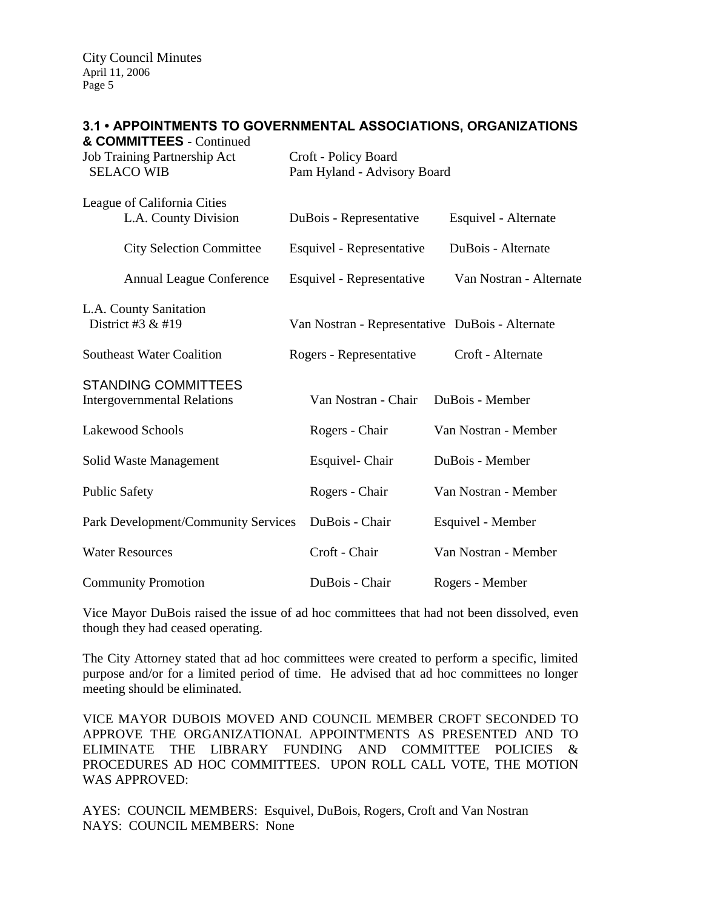## 3.1 • APPOINTMENTS TO GOVERNMENTAL ASSOCIATIONS, ORGANIZATIONS & COMMITTEES - Continued

| | | |
|---|---|---|
| Job Training Partnership Act SELACO WIB | Croft - Policy Board<br>Pam Hyland - Advisory Board | |
| League of California Cities | | |
| L.A. County Division | DuBois - Representative | Esquivel - Alternate |
| City Selection Committee | Esquivel - Representative | DuBois - Alternate |
| Annual League Conference | Esquivel - Representative | Van Nostran - Alternate |
| L.A. County Sanitation District #3 & #19 | Van Nostran - Representative | DuBois - Alternate |
| Southeast Water Coalition | Rogers - Representative | Croft - Alternate |

STANDING COMMITTEES

| | | |
|---|---|---|
| Intergovernmental Relations | Van Nostran - Chair | DuBois - Member |
| Lakewood Schools | Rogers - Chair | Van Nostran - Member |
| Solid Waste Management | Esquivel- Chair | DuBois - Member |
| Public Safety | Rogers - Chair | Van Nostran - Member |
| Park Development/Community Services | DuBois - Chair | Esquivel - Member |
| Water Resources | Croft - Chair | Van Nostran - Member |
| Community Promotion | DuBois - Chair | Rogers - Member |

Vice Mayor DuBois raised the issue of ad hoc committees that had not been dissolved, even though they had ceased operating.

The City Attorney stated that ad hoc committees were created to perform a specific, limited purpose and/or for a limited period of time. He advised that ad hoc committees no longer meeting should be eliminated.

VICE MAYOR DUBOIS MOVED AND COUNCIL MEMBER CROFT SECONDED TO APPROVE THE ORGANIZATIONAL APPOINTMENTS AS PRESENTED AND TO ELIMINATE THE LIBRARY FUNDING AND COMMITTEE POLICIES & PROCEDURES AD HOC COMMITTEES. UPON ROLL CALL VOTE, THE MOTION WAS APPROVED:

AYES: COUNCIL MEMBERS: Esquivel, DuBois, Rogers, Croft and Van Nostran
NAYS: COUNCIL MEMBERS: None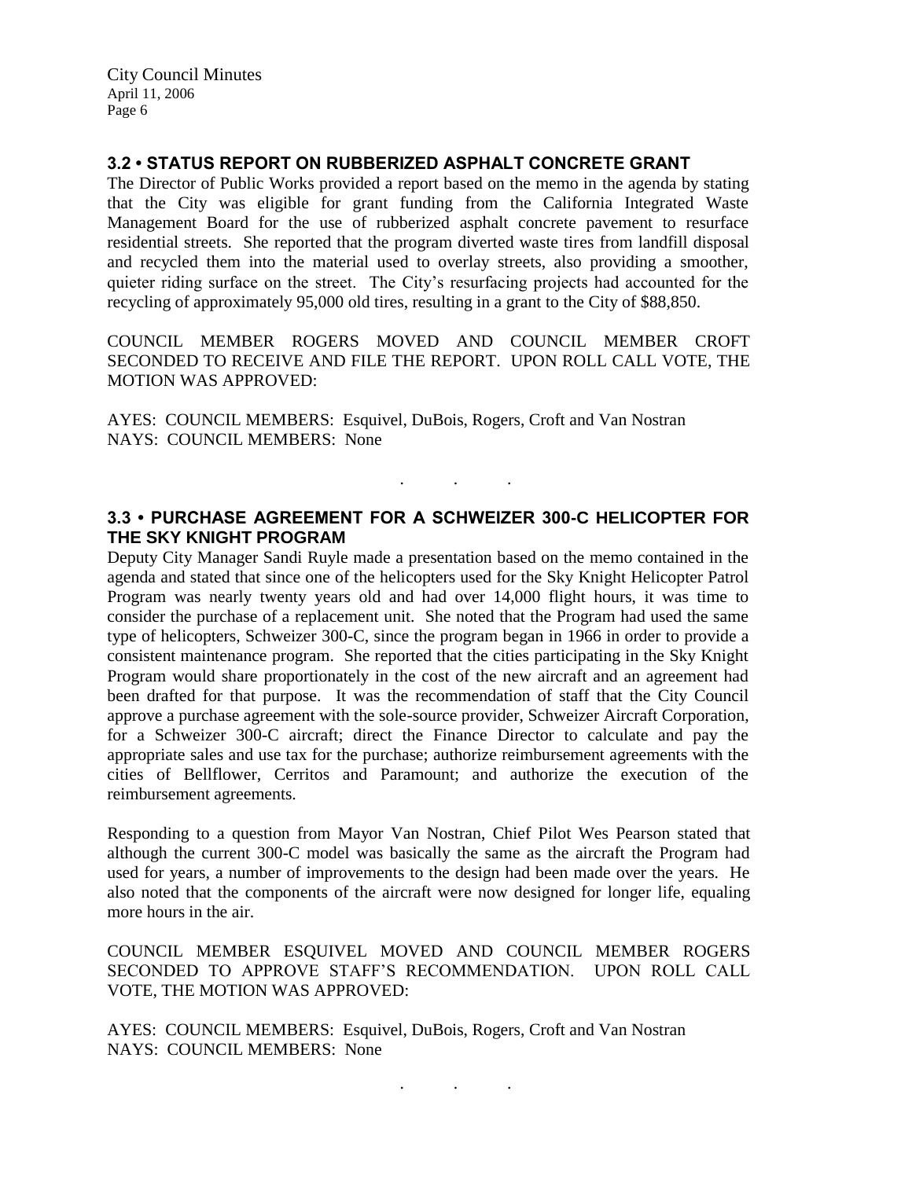### 3.2 • STATUS REPORT ON RUBBERIZED ASPHALT CONCRETE GRANT

The Director of Public Works provided a report based on the memo in the agenda by stating that the City was eligible for grant funding from the California Integrated Waste Management Board for the use of rubberized asphalt concrete pavement to resurface residential streets. She reported that the program diverted waste tires from landfill disposal and recycled them into the material used to overlay streets, also providing a smoother, quieter riding surface on the street. The City's resurfacing projects had accounted for the recycling of approximately 95,000 old tires, resulting in a grant to the City of $88,850.

COUNCIL MEMBER ROGERS MOVED AND COUNCIL MEMBER CROFT SECONDED TO RECEIVE AND FILE THE REPORT. UPON ROLL CALL VOTE, THE MOTION WAS APPROVED:

AYES: COUNCIL MEMBERS: Esquivel, DuBois, Rogers, Croft and Van Nostran
NAYS: COUNCIL MEMBERS: None

. . .

### 3.3 • PURCHASE AGREEMENT FOR A SCHWEIZER 300-C HELICOPTER FOR THE SKY KNIGHT PROGRAM

Deputy City Manager Sandi Ruyle made a presentation based on the memo contained in the agenda and stated that since one of the helicopters used for the Sky Knight Helicopter Patrol Program was nearly twenty years old and had over 14,000 flight hours, it was time to consider the purchase of a replacement unit. She noted that the Program had used the same type of helicopters, Schweizer 300-C, since the program began in 1966 in order to provide a consistent maintenance program. She reported that the cities participating in the Sky Knight Program would share proportionately in the cost of the new aircraft and an agreement had been drafted for that purpose. It was the recommendation of staff that the City Council approve a purchase agreement with the sole-source provider, Schweizer Aircraft Corporation, for a Schweizer 300-C aircraft; direct the Finance Director to calculate and pay the appropriate sales and use tax for the purchase; authorize reimbursement agreements with the cities of Bellflower, Cerritos and Paramount; and authorize the execution of the reimbursement agreements.

Responding to a question from Mayor Van Nostran, Chief Pilot Wes Pearson stated that although the current 300-C model was basically the same as the aircraft the Program had used for years, a number of improvements to the design had been made over the years. He also noted that the components of the aircraft were now designed for longer life, equaling more hours in the air.

COUNCIL MEMBER ESQUIVEL MOVED AND COUNCIL MEMBER ROGERS SECONDED TO APPROVE STAFF'S RECOMMENDATION. UPON ROLL CALL VOTE, THE MOTION WAS APPROVED:

AYES: COUNCIL MEMBERS: Esquivel, DuBois, Rogers, Croft and Van Nostran
NAYS: COUNCIL MEMBERS: None

. . .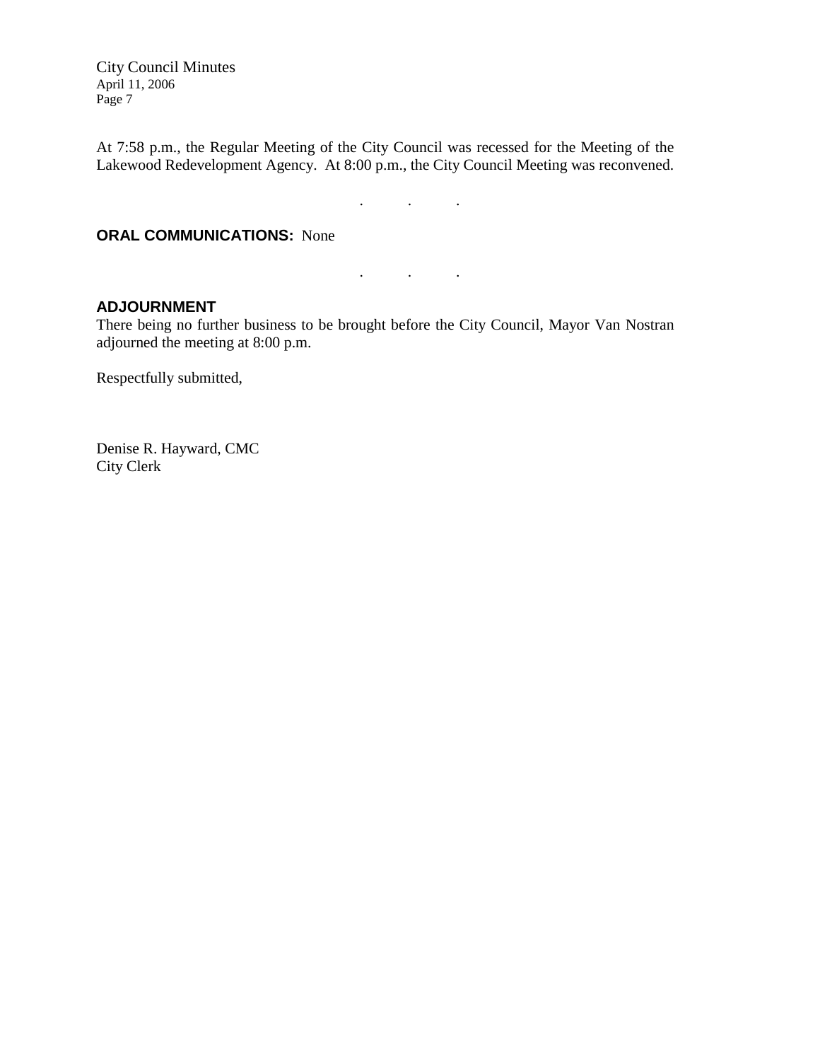At 7:58 p.m., the Regular Meeting of the City Council was recessed for the Meeting of the Lakewood Redevelopment Agency. At 8:00 p.m., the City Council Meeting was reconvened.

. . .

**ORAL COMMUNICATIONS:** None

. . .

**ADJOURNMENT**

There being no further business to be brought before the City Council, Mayor Van Nostran adjourned the meeting at 8:00 p.m.

Respectfully submitted,

Denise R. Hayward, CMC
City Clerk